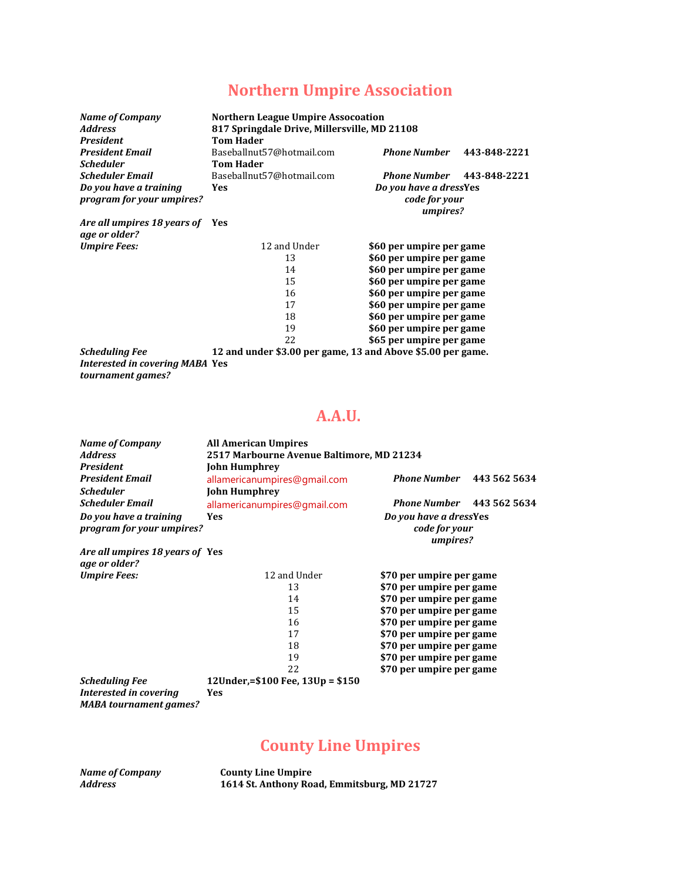# Northern Umpire Association

| | | | |
|---|---|---|---|
| ***Name of Company*** | **Northern League Umpire Assocoation** | | |
| ***Address*** | **817 Springdale Drive, Millersville, MD 21108** | | |
| ***President*** | **Tom Hader** | | |
| ***President Email*** | Baseballnut57@hotmail.com | ***Phone Number*** | **443-848-2221** |
| ***Scheduler*** | **Tom Hader** | | |
| ***Scheduler Email*** | Baseballnut57@hotmail.com | ***Phone Number*** | **443-848-2221** |
| ***Do you have a training program for your umpires?*** | **Yes** | ***Do you have a dress code for your umpires?*** | **Yes** |
| ***Are all umpires 18 years of age or older?*** | **Yes** | | |

| ***Umpire Fees:*** | | |
|---|---|---|
| | 12 and Under | **$60 per umpire per game** |
| | 13 | **$60 per umpire per game** |
| | 14 | **$60 per umpire per game** |
| | 15 | **$60 per umpire per game** |
| | 16 | **$60 per umpire per game** |
| | 17 | **$60 per umpire per game** |
| | 18 | **$60 per umpire per game** |
| | 19 | **$60 per umpire per game** |
| | 22 | **$65 per umpire per game** |

***Scheduling Fee*** **12 and under $3.00 per game, 13 and Above $5.00 per game.**

***Interested in covering MABA tournament games?*** **Yes**

# A.A.U.

| | | | |
|---|---|---|---|
| ***Name of Company*** | **All American Umpires** | | |
| ***Address*** | **2517 Marbourne Avenue Baltimore, MD 21234** | | |
| ***President*** | **John Humphrey** | | |
| ***President Email*** | allamericanumpires@gmail.com | ***Phone Number*** | **443 562 5634** |
| ***Scheduler*** | **John Humphrey** | | |
| ***Scheduler Email*** | allamericanumpires@gmail.com | ***Phone Number*** | **443 562 5634** |
| ***Do you have a training program for your umpires?*** | **Yes** | ***Do you have a dress code for your umpires?*** | **Yes** |
| ***Are all umpires 18 years of age or older?*** | **Yes** | | |

| ***Umpire Fees:*** | | |
|---|---|---|
| | 12 and Under | **$70 per umpire per game** |
| | 13 | **$70 per umpire per game** |
| | 14 | **$70 per umpire per game** |
| | 15 | **$70 per umpire per game** |
| | 16 | **$70 per umpire per game** |
| | 17 | **$70 per umpire per game** |
| | 18 | **$70 per umpire per game** |
| | 19 | **$70 per umpire per game** |
| | 22 | **$70 per umpire per game** |

***Scheduling Fee*** **12Under,=$100 Fee, 13Up = $150**

***Interested in covering MABA tournament games?*** **Yes**

# County Line Umpires

| | |
|---|---|
| ***Name of Company*** | **County Line Umpire** |
| ***Address*** | **1614 St. Anthony Road, Emmitsburg, MD 21727** |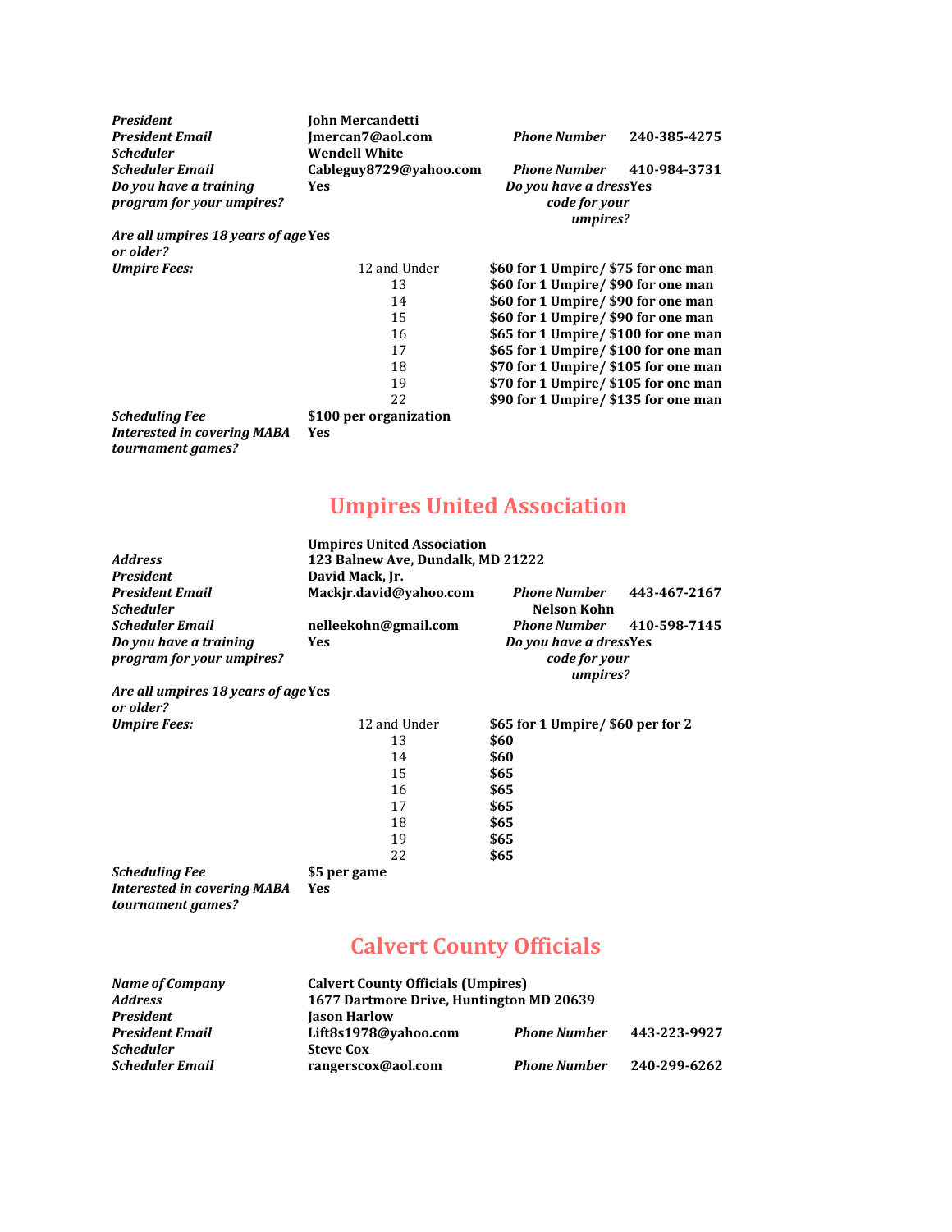| | | | |
|---|---|---|---|
| ***President*** | **John Mercandetti** | | |
| ***President Email*** | **Jmercan7@aol.com** | ***Phone Number*** | **240-385-4275** |
| ***Scheduler*** | **Wendell White** | | |
| ***Scheduler Email*** | **Cableguy8729@yahoo.com** | ***Phone Number*** | **410-984-3731** |
| ***Do you have a training program for your umpires?*** | **Yes** | ***Do you have a dress code for your umpires?*** | **Yes** |
| ***Are all umpires 18 years of age or older?*** | **Yes** | | |

| ***Umpire Fees:*** | | |
|---|---|---|
| | 12 and Under | **$60 for 1 Umpire/ $75 for one man** |
| | 13 | **$60 for 1 Umpire/ $90 for one man** |
| | 14 | **$60 for 1 Umpire/ $90 for one man** |
| | 15 | **$60 for 1 Umpire/ $90 for one man** |
| | 16 | **$65 for 1 Umpire/ $100 for one man** |
| | 17 | **$65 for 1 Umpire/ $100 for one man** |
| | 18 | **$70 for 1 Umpire/ $105 for one man** |
| | 19 | **$70 for 1 Umpire/ $105 for one man** |
| | 22 | **$90 for 1 Umpire/ $135 for one man** |

***Scheduling Fee*** **$100 per organization**

***Interested in covering MABA tournament games?*** **Yes**

## Umpires United Association

| | | | |
|---|---|---|---|
| | **Umpires United Association** | | |
| ***Address*** | **123 Balnew Ave, Dundalk, MD 21222** | | |
| ***President*** | **David Mack, Jr.** | | |
| ***President Email*** | **Mackjr.david@yahoo.com** | ***Phone Number*** | **443-467-2167** |
| ***Scheduler*** | | **Nelson Kohn** | |
| ***Scheduler Email*** | **nelleekohn@gmail.com** | ***Phone Number*** | **410-598-7145** |
| ***Do you have a training program for your umpires?*** | **Yes** | ***Do you have a dress code for your umpires?*** | **Yes** |
| ***Are all umpires 18 years of age or older?*** | **Yes** | | |

| ***Umpire Fees:*** | | |
|---|---|---|
| | 12 and Under | **$65 for 1 Umpire/ $60 per for 2** |
| | 13 | **$60** |
| | 14 | **$60** |
| | 15 | **$65** |
| | 16 | **$65** |
| | 17 | **$65** |
| | 18 | **$65** |
| | 19 | **$65** |
| | 22 | **$65** |

***Scheduling Fee*** **$5 per game**

***Interested in covering MABA tournament games?*** **Yes**

## Calvert County Officials

| | | | |
|---|---|---|---|
| ***Name of Company*** | **Calvert County Officials (Umpires)** | | |
| ***Address*** | **1677 Dartmore Drive, Huntington MD 20639** | | |
| ***President*** | **Jason Harlow** | | |
| ***President Email*** | **Lift8s1978@yahoo.com** | ***Phone Number*** | **443-223-9927** |
| ***Scheduler*** | **Steve Cox** | | |
| ***Scheduler Email*** | **rangerscox@aol.com** | ***Phone Number*** | **240-299-6262** |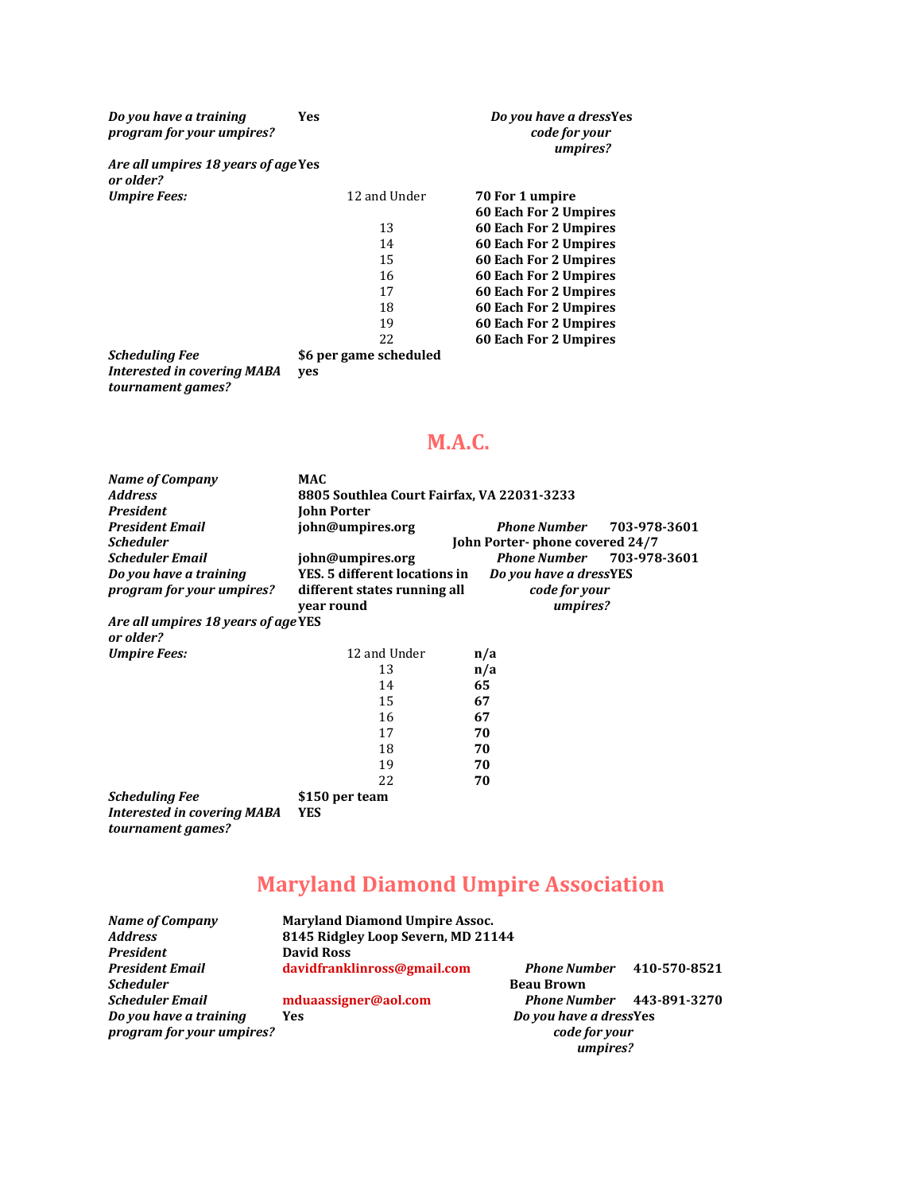| | | | |
|---|---|---|---|
| ***Do you have a training program for your umpires?*** | **Yes** | ***Do you have a dress code for your umpires?*** | **Yes** |
| ***Are all umpires 18 years of age or older?*** | **Yes** | | |

| ***Umpire Fees:*** | | |
|---|---|---|
| | 12 and Under | **70 For 1 umpire** |
| | | **60 Each For 2 Umpires** |
| | 13 | **60 Each For 2 Umpires** |
| | 14 | **60 Each For 2 Umpires** |
| | 15 | **60 Each For 2 Umpires** |
| | 16 | **60 Each For 2 Umpires** |
| | 17 | **60 Each For 2 Umpires** |
| | 18 | **60 Each For 2 Umpires** |
| | 19 | **60 Each For 2 Umpires** |
| | 22 | **60 Each For 2 Umpires** |

***Scheduling Fee*** **$6 per game scheduled**

***Interested in covering MABA tournament games?*** **yes**

## M.A.C.

| | | | |
|---|---|---|---|
| ***Name of Company*** | **MAC** | | |
| ***Address*** | **8805 Southlea Court Fairfax, VA 22031-3233** | | |
| ***President*** | **John Porter** | | |
| ***President Email*** | **john@umpires.org** | ***Phone Number*** | **703-978-3601** |
| ***Scheduler*** | **John Porter- phone covered 24/7** | | |
| ***Scheduler Email*** | **john@umpires.org** | ***Phone Number*** | **703-978-3601** |
| ***Do you have a training program for your umpires?*** | **YES. 5 different locations in different states running all year round** | ***Do you have a dress code for your umpires?*** | **YES** |
| ***Are all umpires 18 years of age or older?*** | **YES** | | |

| ***Umpire Fees:*** | | |
|---|---|---|
| | 12 and Under | **n/a** |
| | 13 | **n/a** |
| | 14 | **65** |
| | 15 | **67** |
| | 16 | **67** |
| | 17 | **70** |
| | 18 | **70** |
| | 19 | **70** |
| | 22 | **70** |

***Scheduling Fee*** **$150 per team**

***Interested in covering MABA tournament games?*** **YES**

## Maryland Diamond Umpire Association

| | | | |
|---|---|---|---|
| ***Name of Company*** | **Maryland Diamond Umpire Assoc.** | | |
| ***Address*** | **8145 Ridgley Loop Severn, MD 21144** | | |
| ***President*** | **David Ross** | | |
| ***President Email*** | **davidfranklinross@gmail.com** | ***Phone Number*** | **410-570-8521** |
| ***Scheduler*** | **Beau Brown** | | |
| ***Scheduler Email*** | **mduaassigner@aol.com** | ***Phone Number*** | **443-891-3270** |
| ***Do you have a training program for your umpires?*** | **Yes** | ***Do you have a dress code for your umpires?*** | **Yes** |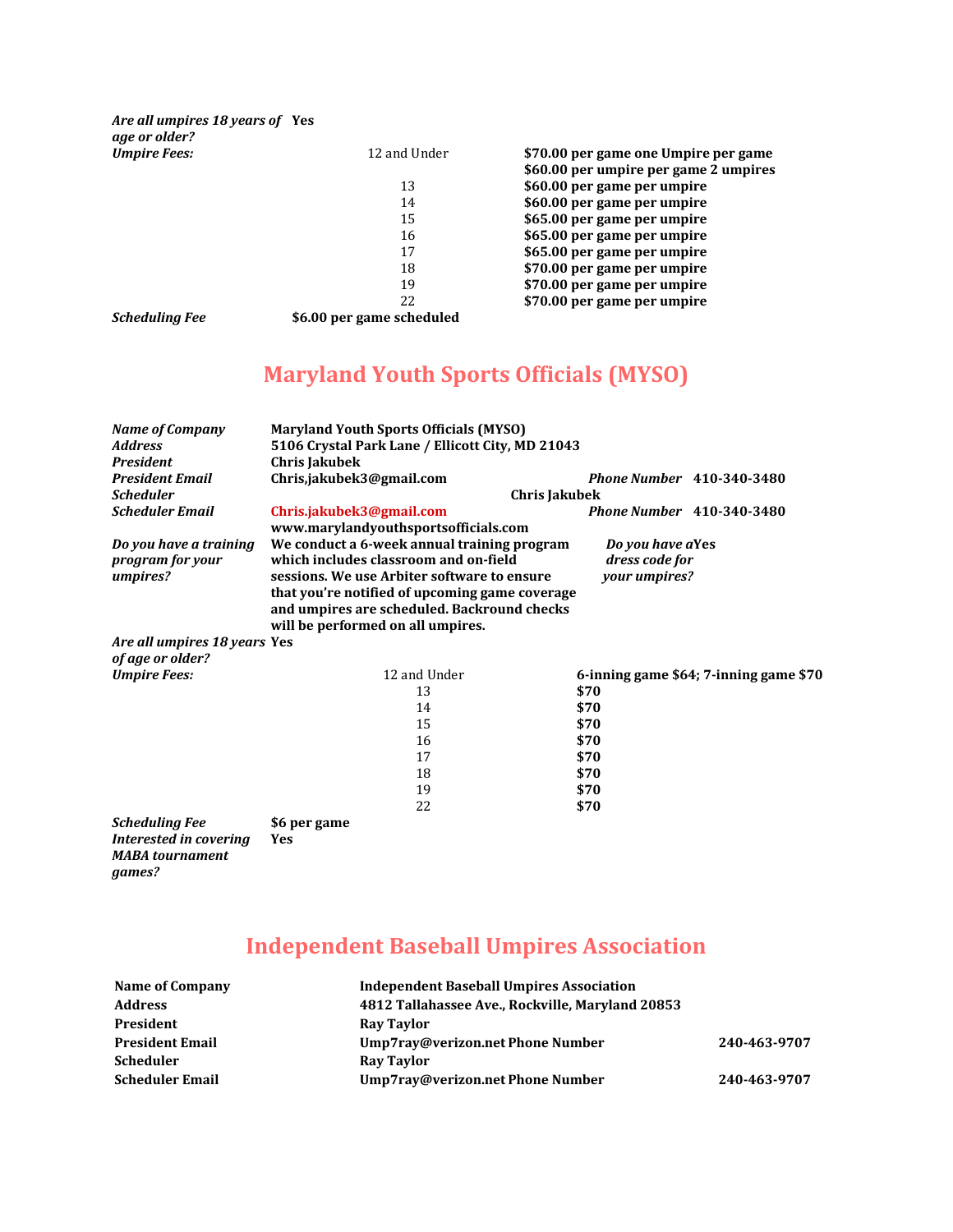| | | | |
|---|---|---|---|
| *Are all umpires 18 years of age or older?* | **Yes** | | |
| *Umpire Fees:* | | 12 and Under | **$70.00 per game one Umpire per game** |
| | | | **$60.00 per umpire per game 2 umpires** |
| | | 13 | **$60.00 per game per umpire** |
| | | 14 | **$60.00 per game per umpire** |
| | | 15 | **$65.00 per game per umpire** |
| | | 16 | **$65.00 per game per umpire** |
| | | 17 | **$65.00 per game per umpire** |
| | | 18 | **$70.00 per game per umpire** |
| | | 19 | **$70.00 per game per umpire** |
| | | 22 | **$70.00 per game per umpire** |
| *Scheduling Fee* | **$6.00 per game scheduled** | | |

## Maryland Youth Sports Officials (MYSO)

| | | | |
|---|---|---|---|
| *Name of Company* | **Maryland Youth Sports Officials (MYSO)** | | |
| *Address* | **5106 Crystal Park Lane / Ellicott City, MD 21043** | | |
| *President* | **Chris Jakubek** | | |
| *President Email* | **Chris,jakubek3@gmail.com** | *Phone Number* | **410-340-3480** |
| *Scheduler* | **Chris Jakubek** | | |
| *Scheduler Email* | **Chris.jakubek3@gmail.com** | *Phone Number* | **410-340-3480** |
| | **www.marylandyouthsportsofficials.com** | | |
| *Do you have a training program for your umpires?* | **We conduct a 6-week annual training program which includes classroom and on-field sessions. We use Arbiter software to ensure that you're notified of upcoming game coverage and umpires are scheduled. Backround checks will be performed on all umpires.** | *Do you have a dress code for your umpires?* | **Yes** |
| *Are all umpires 18 years of age or older?* | **Yes** | | |

| | | |
|---|---|---|
| *Umpire Fees:* | 12 and Under | **6-inning game $64; 7-inning game $70** |
| | 13 | **$70** |
| | 14 | **$70** |
| | 15 | **$70** |
| | 16 | **$70** |
| | 17 | **$70** |
| | 18 | **$70** |
| | 19 | **$70** |
| | 22 | **$70** |
| *Scheduling Fee* | **$6 per game** | |
| *Interested in covering MABA tournament games?* | **Yes** | |

## Independent Baseball Umpires Association

| | | | |
|---|---|---|---|
| **Name of Company** | **Independent Baseball Umpires Association** | | |
| **Address** | **4812 Tallahassee Ave., Rockville, Maryland 20853** | | |
| **President** | **Ray Taylor** | | |
| **President Email** | **Ump7ray@verizon.net** | **Phone Number** | **240-463-9707** |
| **Scheduler** | **Ray Taylor** | | |
| **Scheduler Email** | **Ump7ray@verizon.net** | **Phone Number** | **240-463-9707** |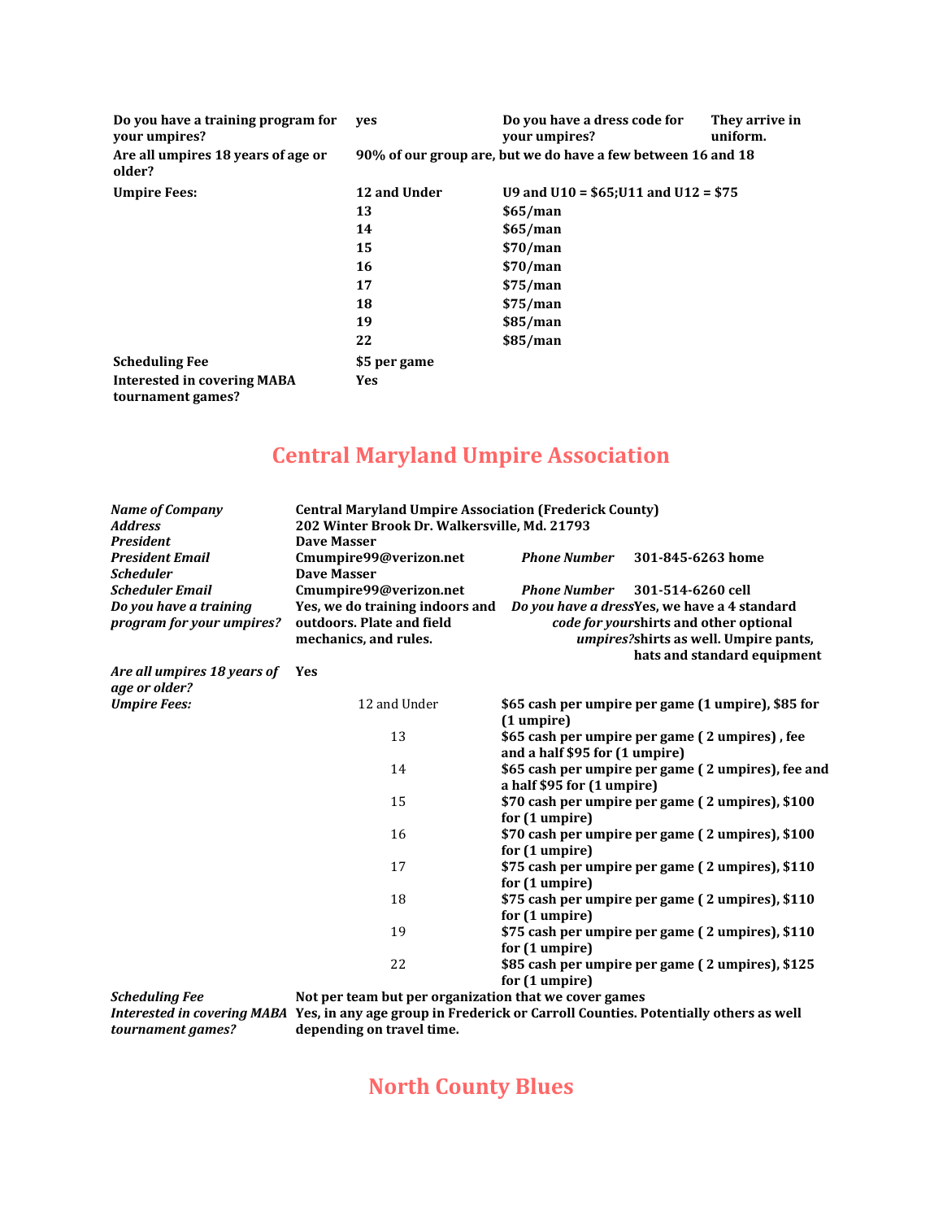| | | | |
|---|---|---|---|
| **Do you have a training program for your umpires?** | **yes** | **Do you have a dress code for your umpires?** | **They arrive in uniform.** |
| **Are all umpires 18 years of age or older?** | **90% of our group are, but we do have a few between 16 and 18** | | |
| **Umpire Fees:** | **12 and Under** | **U9 and U10 = $65;U11 and U12 = $75** | |
| | **13** | **$65/man** | |
| | **14** | **$65/man** | |
| | **15** | **$70/man** | |
| | **16** | **$70/man** | |
| | **17** | **$75/man** | |
| | **18** | **$75/man** | |
| | **19** | **$85/man** | |
| | **22** | **$85/man** | |
| **Scheduling Fee** | **$5 per game** | | |
| **Interested in covering MABA tournament games?** | **Yes** | | |

## Central Maryland Umpire Association

| | | | |
|---|---|---|---|
| ***Name of Company*** | **Central Maryland Umpire Association (Frederick County)** | | |
| ***Address*** | **202 Winter Brook Dr. Walkersville, Md. 21793** | | |
| ***President*** | **Dave Masser** | | |
| ***President Email*** | **Cmumpire99@verizon.net** | ***Phone Number*** | **301-845-6263 home** |
| ***Scheduler*** | **Dave Masser** | | |
| ***Scheduler Email*** | **Cmumpire99@verizon.net** | ***Phone Number*** | **301-514-6260 cell** |
| ***Do you have a training program for your umpires?*** | **Yes, we do training indoors and outdoors. Plate and field mechanics, and rules.** | ***Do you have a dress code for your umpires?*** | **Yes, we have a 4 standard shirts and other optional shirts as well. Umpire pants, hats and standard equipment** |
| ***Are all umpires 18 years of age or older?*** | **Yes** | | |
| ***Umpire Fees:*** | 12 and Under | **$65 cash per umpire per game (1 umpire), $85 for (1 umpire)** | |
| | 13 | **$65 cash per umpire per game ( 2 umpires) , fee and a half $95 for (1 umpire)** | |
| | 14 | **$65 cash per umpire per game ( 2 umpires), fee and a half $95 for (1 umpire)** | |
| | 15 | **$70 cash per umpire per game ( 2 umpires), $100 for (1 umpire)** | |
| | 16 | **$70 cash per umpire per game ( 2 umpires), $100 for (1 umpire)** | |
| | 17 | **$75 cash per umpire per game ( 2 umpires), $110 for (1 umpire)** | |
| | 18 | **$75 cash per umpire per game ( 2 umpires), $110 for (1 umpire)** | |
| | 19 | **$75 cash per umpire per game ( 2 umpires), $110 for (1 umpire)** | |
| | 22 | **$85 cash per umpire per game ( 2 umpires), $125 for (1 umpire)** | |
| ***Scheduling Fee*** | **Not per team but per organization that we cover games** | | |
| ***Interested in covering MABA tournament games?*** | **Yes, in any age group in Frederick or Carroll Counties. Potentially others as well depending on travel time.** | | |

## North County Blues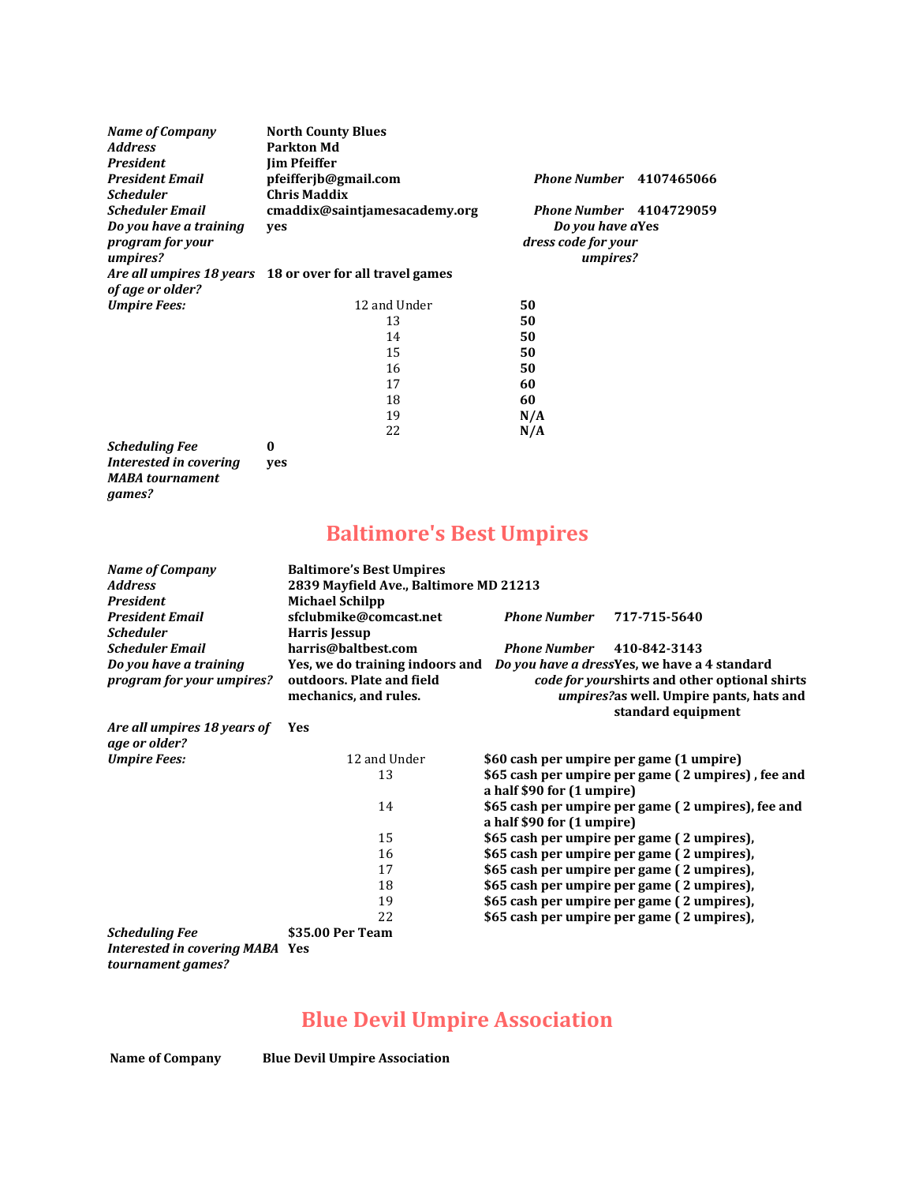| | | | |
|---|---|---|---|
| *Name of Company* | **North County Blues** | | |
| *Address* | **Parkton Md** | | |
| *President* | **Jim Pfeiffer** | | |
| *President Email* | **pfeifferjb@gmail.com** | *Phone Number* | **4107465066** |
| *Scheduler* | **Chris Maddix** | | |
| *Scheduler Email* | **cmaddix@saintjamesacademy.org** | *Phone Number* | **4104729059** |
| *Do you have a training program for your umpires?* | **yes** | *Do you have a dress code for your umpires?* | **Yes** |
| *Are all umpires 18 years of age or older?* | **18 or over for all travel games** | | |
| *Umpire Fees:* | 12 and Under | **50** | |
| | 13 | **50** | |
| | 14 | **50** | |
| | 15 | **50** | |
| | 16 | **50** | |
| | 17 | **60** | |
| | 18 | **60** | |
| | 19 | **N/A** | |
| | 22 | **N/A** | |
| *Scheduling Fee* | **0** | | |
| *Interested in covering MABA tournament games?* | **yes** | | |

## Baltimore's Best Umpires

| | | | |
|---|---|---|---|
| *Name of Company* | **Baltimore's Best Umpires** | | |
| *Address* | **2839 Mayfield Ave., Baltimore MD 21213** | | |
| *President* | **Michael Schilpp** | | |
| *President Email* | **sfclubmike@comcast.net** | *Phone Number* | **717-715-5640** |
| *Scheduler* | **Harris Jessup** | | |
| *Scheduler Email* | **harris@baltbest.com** | *Phone Number* | **410-842-3143** |
| *Do you have a training program for your umpires?* | **Yes, we do training indoors and outdoors. Plate and field mechanics, and rules.** | *Do you have a dress code for your umpires?* | **Yes, we have a 4 standard shirts and other optional shirts as well. Umpire pants, hats and standard equipment** |
| *Are all umpires 18 years of age or older?* | **Yes** | | |
| *Umpire Fees:* | 12 and Under | **$60 cash per umpire per game (1 umpire)** | |
| | 13 | **$65 cash per umpire per game ( 2 umpires) , fee and a half $90 for (1 umpire)** | |
| | 14 | **$65 cash per umpire per game ( 2 umpires), fee and a half $90 for (1 umpire)** | |
| | 15 | **$65 cash per umpire per game ( 2 umpires),** | |
| | 16 | **$65 cash per umpire per game ( 2 umpires),** | |
| | 17 | **$65 cash per umpire per game ( 2 umpires),** | |
| | 18 | **$65 cash per umpire per game ( 2 umpires),** | |
| | 19 | **$65 cash per umpire per game ( 2 umpires),** | |
| | 22 | **$65 cash per umpire per game ( 2 umpires),** | |
| *Scheduling Fee* | **$35.00 Per Team** | | |
| *Interested in covering MABA tournament games?* | **Yes** | | |

## Blue Devil Umpire Association

| | |
|---|---|
| **Name of Company** | **Blue Devil Umpire Association** |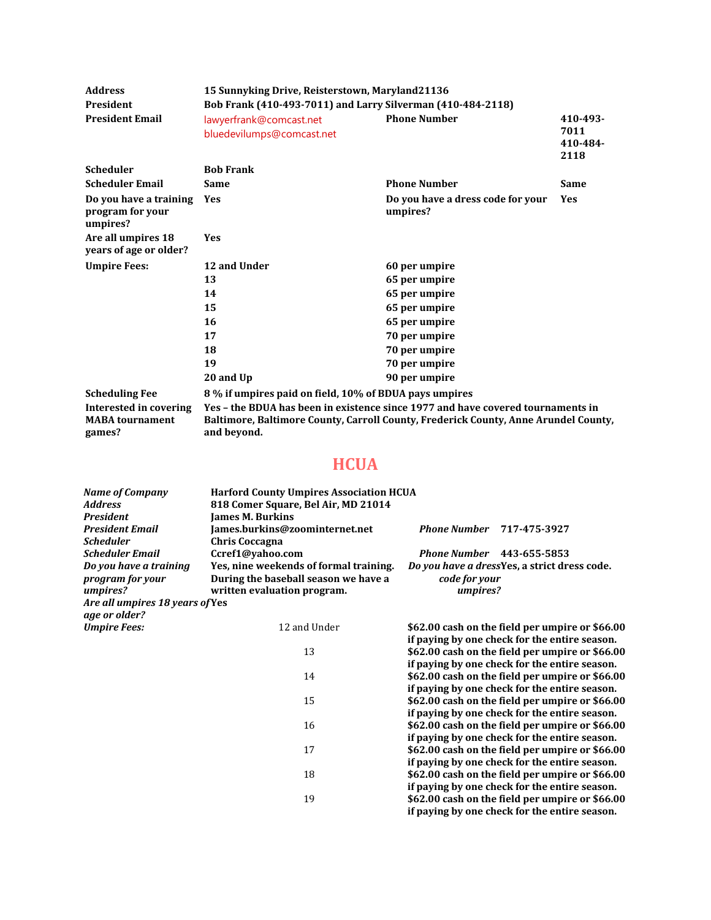| | | | |
|---|---|---|---|
| **Address** | **15 Sunnyking Drive, Reisterstown, Maryland21136** | | |
| **President** | **Bob Frank (410-493-7011) and Larry Silverman (410-484-2118)** | | |
| **President Email** | lawyerfrank@comcast.net<br>bluedevilumps@comcast.net | **Phone Number** | **410-493-7011**<br>**410-484-2118** |
| **Scheduler** | **Bob Frank** | | |
| **Scheduler Email** | **Same** | **Phone Number** | **Same** |
| **Do you have a training program for your umpires?** | **Yes** | **Do you have a dress code for your umpires?** | **Yes** |
| **Are all umpires 18 years of age or older?** | **Yes** | | |
| **Umpire Fees:** | **12 and Under** | **60 per umpire** | |
| | **13** | **65 per umpire** | |
| | **14** | **65 per umpire** | |
| | **15** | **65 per umpire** | |
| | **16** | **65 per umpire** | |
| | **17** | **70 per umpire** | |
| | **18** | **70 per umpire** | |
| | **19** | **70 per umpire** | |
| | **20 and Up** | **90 per umpire** | |
| **Scheduling Fee** | **8 % if umpires paid on field, 10% of BDUA pays umpires** | | |
| **Interested in covering MABA tournament games?** | **Yes – the BDUA has been in existence since 1977 and have covered tournaments in Baltimore, Baltimore County, Carroll County, Frederick County, Anne Arundel County, and beyond.** | | |

## HCUA

| | | | |
|---|---|---|---|
| ***Name of Company*** | **Harford County Umpires Association HCUA** | | |
| ***Address*** | **818 Comer Square, Bel Air, MD 21014** | | |
| ***President*** | **James M. Burkins** | | |
| ***President Email*** | **James.burkins@zoominternet.net** | ***Phone Number*** | **717-475-3927** |
| ***Scheduler*** | **Chris Coccagna** | | |
| ***Scheduler Email*** | **Ccref1@yahoo.com** | ***Phone Number*** | **443-655-5853** |
| ***Do you have a training program for your umpires?*** | **Yes, nine weekends of formal training. During the baseball season we have a written evaluation program.** | ***Do you have a dress code for your umpires?*** | **Yes, a strict dress code.** |
| ***Are all umpires 18 years of age or older?*** | **Yes** | | |
| ***Umpire Fees:*** | 12 and Under | **$62.00 cash on the field per umpire or $66.00 if paying by one check for the entire season.** | |
| | 13 | **$62.00 cash on the field per umpire or $66.00 if paying by one check for the entire season.** | |
| | 14 | **$62.00 cash on the field per umpire or $66.00 if paying by one check for the entire season.** | |
| | 15 | **$62.00 cash on the field per umpire or $66.00 if paying by one check for the entire season.** | |
| | 16 | **$62.00 cash on the field per umpire or $66.00 if paying by one check for the entire season.** | |
| | 17 | **$62.00 cash on the field per umpire or $66.00 if paying by one check for the entire season.** | |
| | 18 | **$62.00 cash on the field per umpire or $66.00 if paying by one check for the entire season.** | |
| | 19 | **$62.00 cash on the field per umpire or $66.00 if paying by one check for the entire season.** | |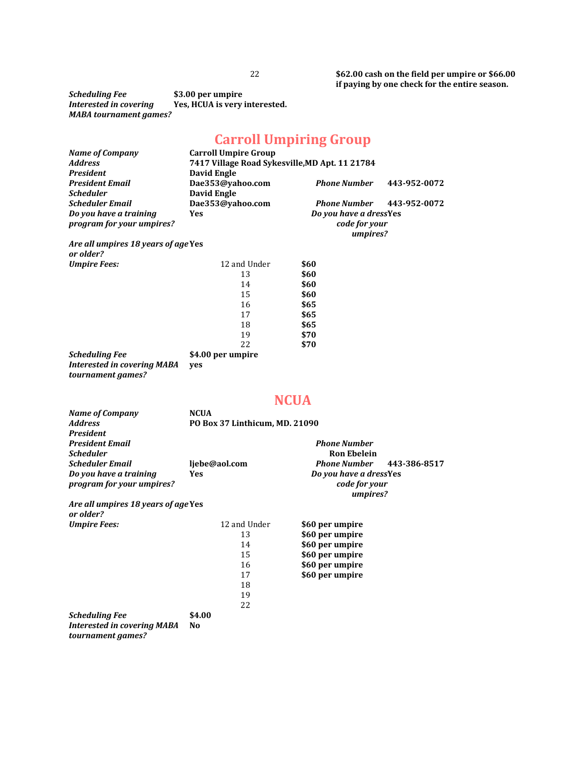| | | |
|---|---|---|
| | 22 | **$62.00 cash on the field per umpire or $66.00 if paying by one check for the entire season.** |

| | |
|---|---|
| ***Scheduling Fee*** | **$3.00 per umpire** |
| ***Interested in covering MABA tournament games?*** | **Yes, HCUA is very interested.** |

## Carroll Umpiring Group

| | | | |
|---|---|---|---|
| ***Name of Company*** | **Carroll Umpire Group** | | |
| ***Address*** | **7417 Village Road Sykesville,MD Apt. 11 21784** | | |
| ***President*** | **David Engle** | | |
| ***President Email*** | **Dae353@yahoo.com** | ***Phone Number*** | **443-952-0072** |
| ***Scheduler*** | **David Engle** | | |
| ***Scheduler Email*** | **Dae353@yahoo.com** | ***Phone Number*** | **443-952-0072** |
| ***Do you have a training program for your umpires?*** | **Yes** | ***Do you have a dress code for your umpires?*** | **Yes** |
| ***Are all umpires 18 years of age or older?*** | **Yes** | | |

| ***Umpire Fees:*** | | |
|---|---|---|
| | 12 and Under | **$60** |
| | 13 | **$60** |
| | 14 | **$60** |
| | 15 | **$60** |
| | 16 | **$65** |
| | 17 | **$65** |
| | 18 | **$65** |
| | 19 | **$70** |
| | 22 | **$70** |

| | |
|---|---|
| ***Scheduling Fee*** | **$4.00 per umpire** |
| ***Interested in covering MABA tournament games?*** | **yes** |

## NCUA

| | | | |
|---|---|---|---|
| ***Name of Company*** | **NCUA** | | |
| ***Address*** | **PO Box 37 Linthicum, MD. 21090** | | |
| ***President*** | | | |
| ***President Email*** | | ***Phone Number*** | |
| ***Scheduler*** | | **Ron Ebelein** | |
| ***Scheduler Email*** | **ljebe@aol.com** | ***Phone Number*** | **443-386-8517** |
| ***Do you have a training program for your umpires?*** | **Yes** | ***Do you have a dress code for your umpires?*** | **Yes** |
| ***Are all umpires 18 years of age or older?*** | **Yes** | | |

| ***Umpire Fees:*** | | |
|---|---|---|
| | 12 and Under | **$60 per umpire** |
| | 13 | **$60 per umpire** |
| | 14 | **$60 per umpire** |
| | 15 | **$60 per umpire** |
| | 16 | **$60 per umpire** |
| | 17 | **$60 per umpire** |
| | 18 | |
| | 19 | |
| | 22 | |

| | |
|---|---|
| ***Scheduling Fee*** | **$4.00** |
| ***Interested in covering MABA tournament games?*** | **No** |